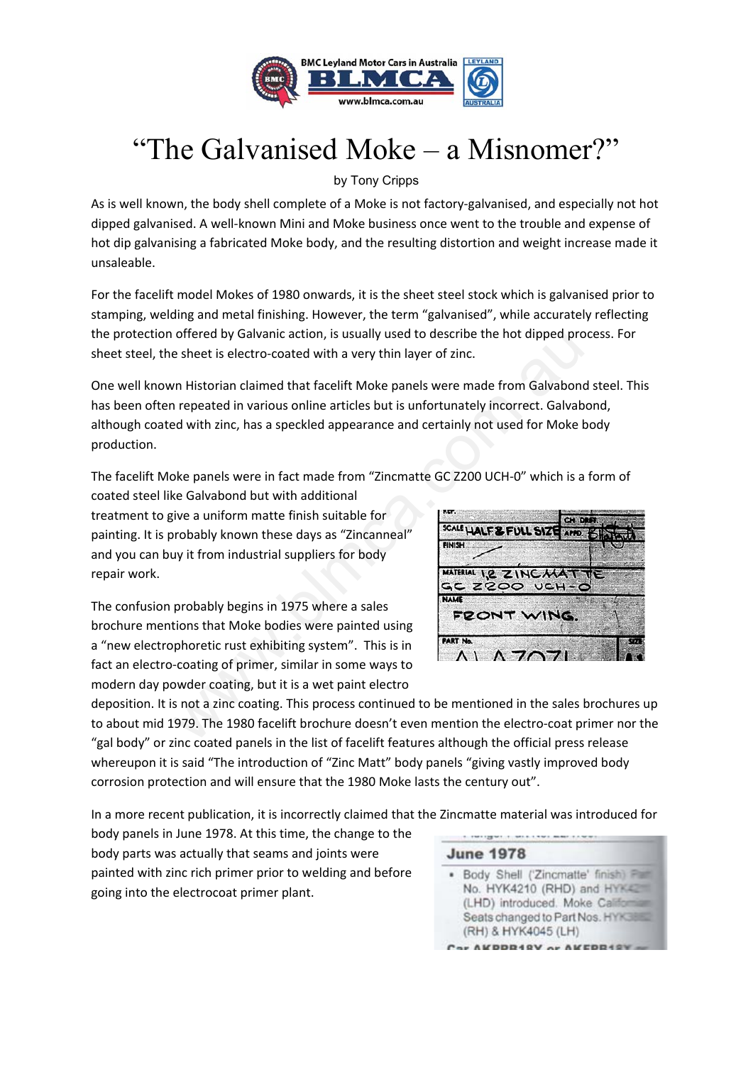# "The Galvanised Moke – a Misnomer?"

by Tony Cripps

As is well known, the body shell complete of a Moke is not factory-galvanised, and especially not hot dipped galvanised. A well-known Mini and Moke business once went to the trouble and expense of hot dip galvanising a fabricated Moke body, and the resulting distortion and weight increase made it unsaleable.

For the facelift model Mokes of 1980 onwards, it is the sheet steel stock which is galvanised prior to stamping, welding and metal finishing. However, the term "galvanised", while accurately reflecting the protection offered by Galvanic action, is usually used to describe the hot dipped process. For sheet steel, the sheet is electro-coated with a very thin layer of zinc.

One well known Historian claimed that facelift Moke panels were made from Galvabond steel. This has been often repeated in various online articles but is unfortunately incorrect. Galvabond, although coated with zinc, has a speckled appearance and certainly not used for Moke body production.

The facelift Moke panels were in fact made from "Zincmatte GC Z200 UCH-0" which is a form of coated steel like Galvabond but with additional treatment to give a uniform matte finish suitable for painting. It is probably known these days as "Zincanneal" and you can buy it from industrial suppliers for body repair work.

The confusion probably begins in 1975 where a sales brochure mentions that Moke bodies were painted using a "new electrophoretic rust exhibiting system". This is in fact an electro-coating of primer, similar in some ways to modern day powder coating, but it is a wet paint electro deposition. It is not a zinc coating. This process continued to be mentioned in the sales brochures up to about mid 1979. The 1980 facelift brochure doesn't even mention the electro-coat primer nor the "gal body" or zinc coated panels in the list of facelift features although the official press release whereupon it is said "The introduction of "Zinc Matt" body panels "giving vastly improved body corrosion protection and will ensure that the 1980 Moke lasts the century out".

In a more recent publication, it is incorrectly claimed that the Zincmatte material was introduced for body panels in June 1978. At this time, the change to the body parts was actually that seams and joints were painted with zinc rich primer prior to welding and before going into the electrocoat primer plant.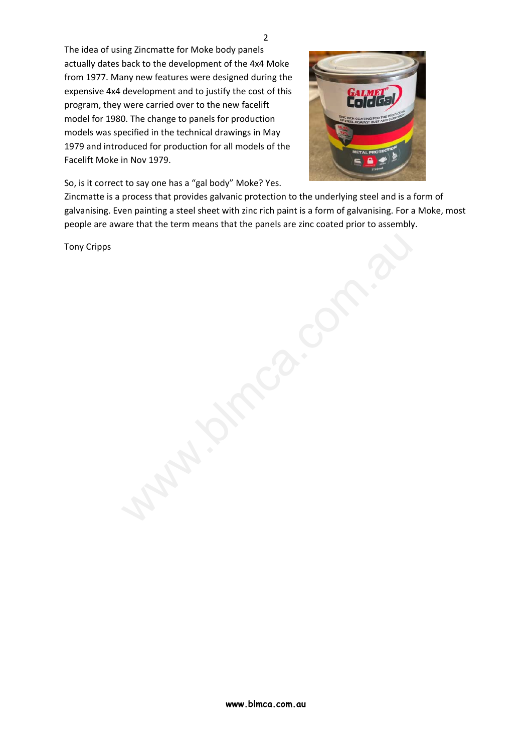The idea of using Zincmatte for Moke body panels actually dates back to the development of the 4x4 Moke from 1977. Many new features were designed during the expensive 4x4 development and to justify the cost of this program, they were carried over to the new facelift model for 1980. The change to panels for production models was specified in the technical drawings in May 1979 and introduced for production for all models of the Facelift Moke in Nov 1979.

So, is it correct to say one has a "gal body" Moke? Yes. Zincmatte is a process that provides galvanic protection to the underlying steel and is a form of galvanising. Even painting a steel sheet with zinc rich paint is a form of galvanising. For a Moke, most people are aware that the term means that the panels are zinc coated prior to assembly.

Tony Cripps